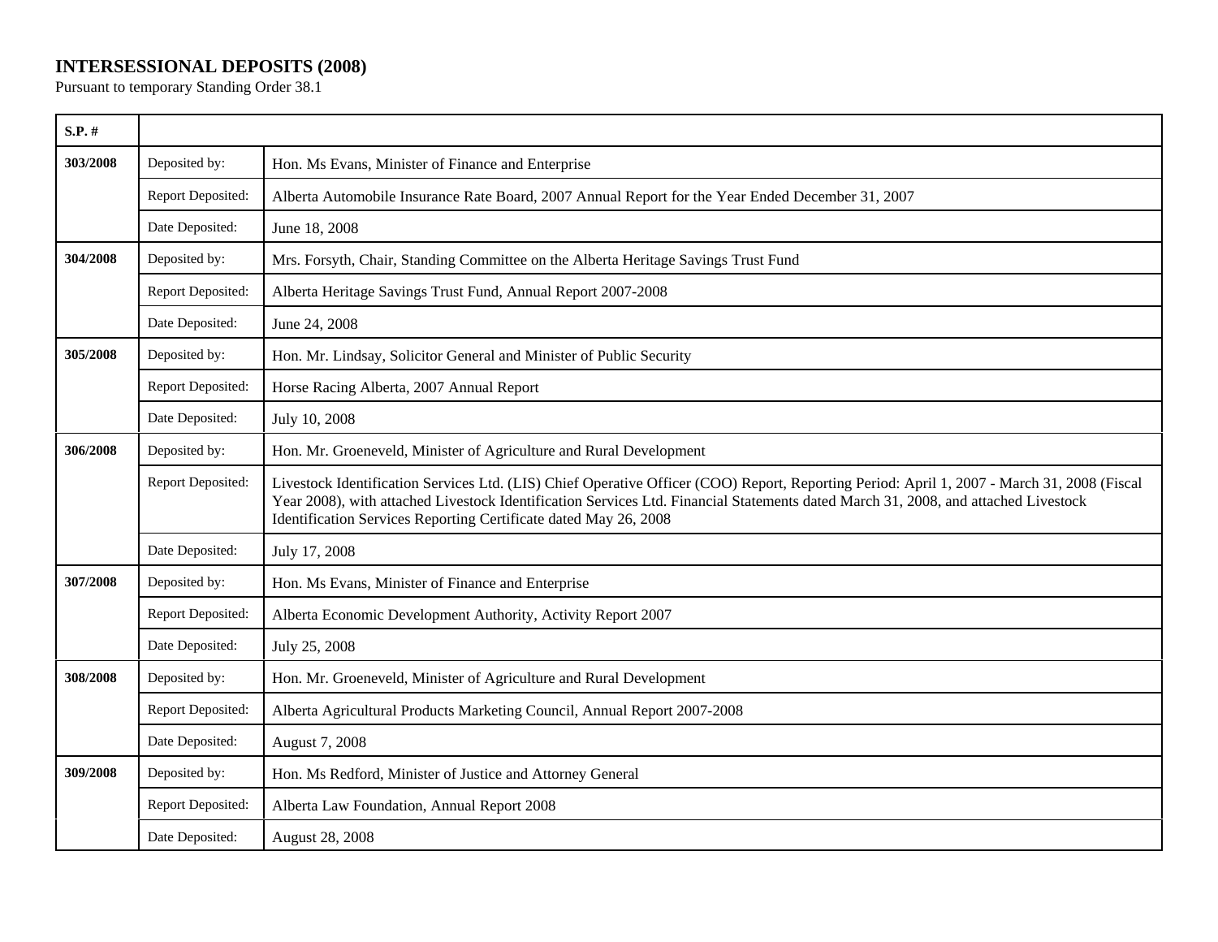**INTERSESSIONAL DEPOSITS (2008)**
Pursuant to temporary Standing Order 38.1

| S.P. # | | |
|---|---|---|
| **303/2008** | Deposited by: | Hon. Ms Evans, Minister of Finance and Enterprise |
| | Report Deposited: | Alberta Automobile Insurance Rate Board, 2007 Annual Report for the Year Ended December 31, 2007 |
| | Date Deposited: | June 18, 2008 |
| **304/2008** | Deposited by: | Mrs. Forsyth, Chair, Standing Committee on the Alberta Heritage Savings Trust Fund |
| | Report Deposited: | Alberta Heritage Savings Trust Fund, Annual Report 2007-2008 |
| | Date Deposited: | June 24, 2008 |
| **305/2008** | Deposited by: | Hon. Mr. Lindsay, Solicitor General and Minister of Public Security |
| | Report Deposited: | Horse Racing Alberta, 2007 Annual Report |
| | Date Deposited: | July 10, 2008 |
| **306/2008** | Deposited by: | Hon. Mr. Groeneveld, Minister of Agriculture and Rural Development |
| | Report Deposited: | Livestock Identification Services Ltd. (LIS) Chief Operative Officer (COO) Report, Reporting Period: April 1, 2007 - March 31, 2008 (Fiscal Year 2008), with attached Livestock Identification Services Ltd. Financial Statements dated March 31, 2008, and attached Livestock Identification Services Reporting Certificate dated May 26, 2008 |
| | Date Deposited: | July 17, 2008 |
| **307/2008** | Deposited by: | Hon. Ms Evans, Minister of Finance and Enterprise |
| | Report Deposited: | Alberta Economic Development Authority, Activity Report 2007 |
| | Date Deposited: | July 25, 2008 |
| **308/2008** | Deposited by: | Hon. Mr. Groeneveld, Minister of Agriculture and Rural Development |
| | Report Deposited: | Alberta Agricultural Products Marketing Council, Annual Report 2007-2008 |
| | Date Deposited: | August 7, 2008 |
| **309/2008** | Deposited by: | Hon. Ms Redford, Minister of Justice and Attorney General |
| | Report Deposited: | Alberta Law Foundation, Annual Report 2008 |
| | Date Deposited: | August 28, 2008 |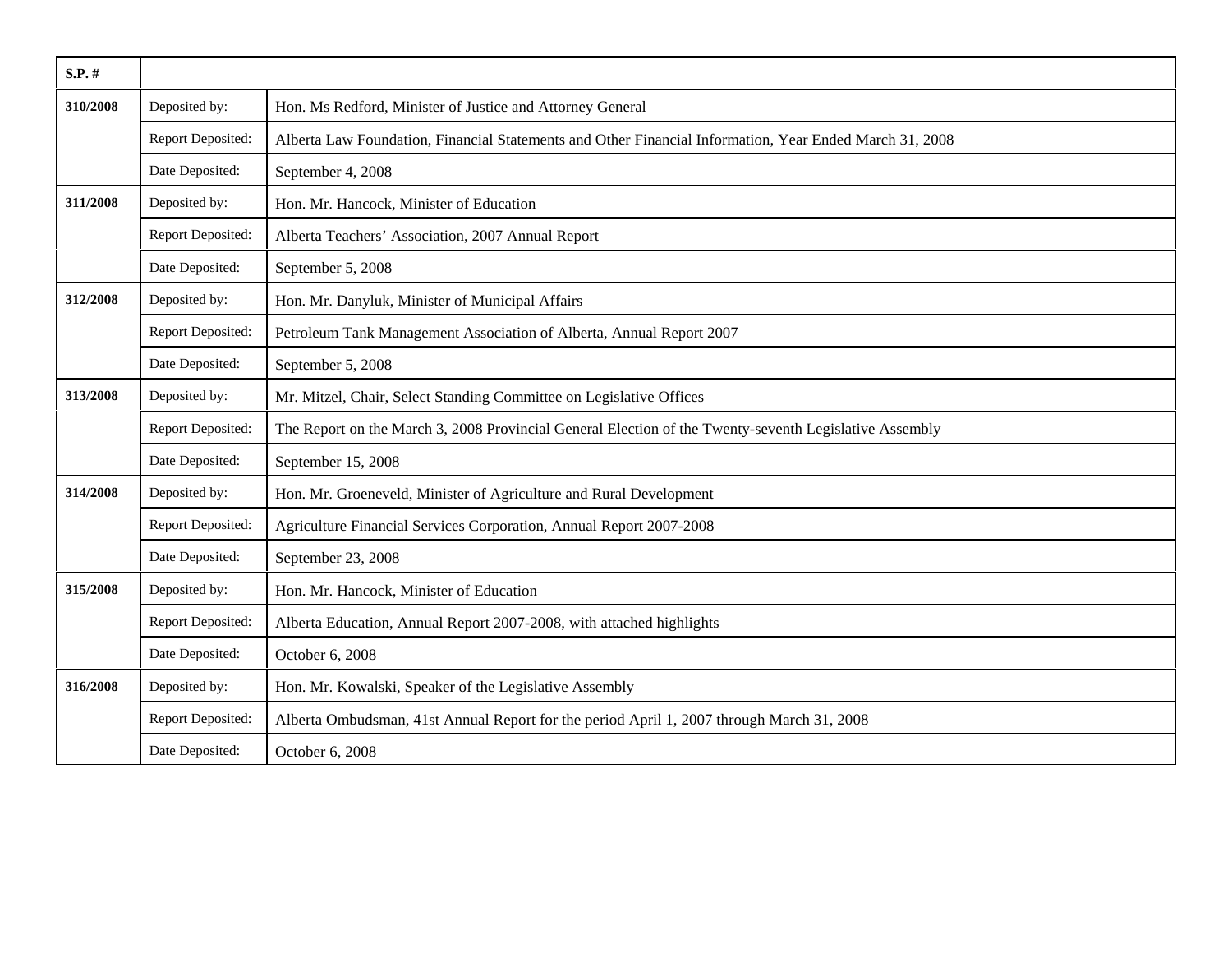| S.P. # | | |
|---|---|---|
| 310/2008 | Deposited by: | Hon. Ms Redford, Minister of Justice and Attorney General |
| | Report Deposited: | Alberta Law Foundation, Financial Statements and Other Financial Information, Year Ended March 31, 2008 |
| | Date Deposited: | September 4, 2008 |
| 311/2008 | Deposited by: | Hon. Mr. Hancock, Minister of Education |
| | Report Deposited: | Alberta Teachers’ Association, 2007 Annual Report |
| | Date Deposited: | September 5, 2008 |
| 312/2008 | Deposited by: | Hon. Mr. Danyluk, Minister of Municipal Affairs |
| | Report Deposited: | Petroleum Tank Management Association of Alberta, Annual Report 2007 |
| | Date Deposited: | September 5, 2008 |
| 313/2008 | Deposited by: | Mr. Mitzel, Chair, Select Standing Committee on Legislative Offices |
| | Report Deposited: | The Report on the March 3, 2008 Provincial General Election of the Twenty-seventh Legislative Assembly |
| | Date Deposited: | September 15, 2008 |
| 314/2008 | Deposited by: | Hon. Mr. Groeneveld, Minister of Agriculture and Rural Development |
| | Report Deposited: | Agriculture Financial Services Corporation, Annual Report 2007-2008 |
| | Date Deposited: | September 23, 2008 |
| 315/2008 | Deposited by: | Hon. Mr. Hancock, Minister of Education |
| | Report Deposited: | Alberta Education, Annual Report 2007-2008, with attached highlights |
| | Date Deposited: | October 6, 2008 |
| 316/2008 | Deposited by: | Hon. Mr. Kowalski, Speaker of the Legislative Assembly |
| | Report Deposited: | Alberta Ombudsman, 41st Annual Report for the period April 1, 2007 through March 31, 2008 |
| | Date Deposited: | October 6, 2008 |